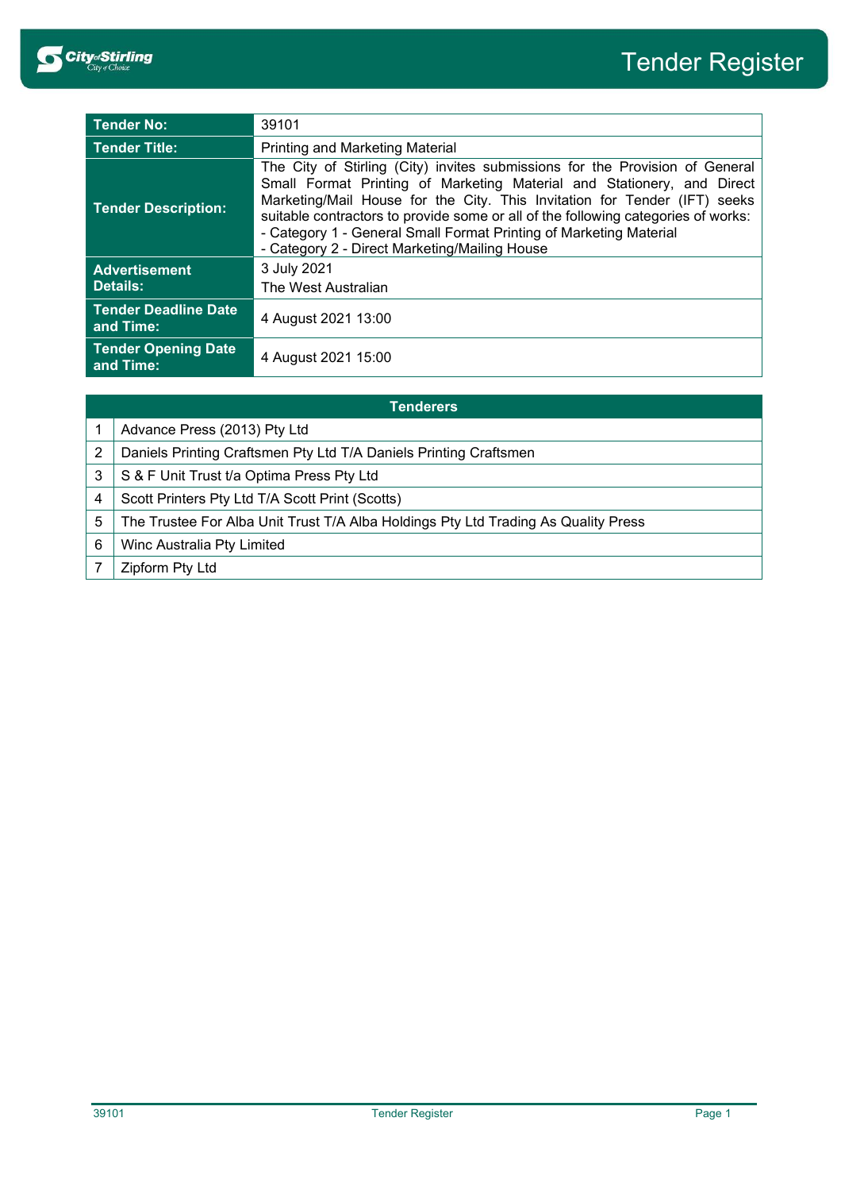# Tender Register

| Tender No: | 39101 |
|---|---|
| Tender Title: | Printing and Marketing Material |
| Tender Description: | The City of Stirling (City) invites submissions for the Provision of General Small Format Printing of Marketing Material and Stationery, and Direct Marketing/Mail House for the City. This Invitation for Tender (IFT) seeks suitable contractors to provide some or all of the following categories of works:<br>- Category 1 - General Small Format Printing of Marketing Material<br>- Category 2 - Direct Marketing/Mailing House |
| Advertisement Details: | 3 July 2021<br>The West Australian |
| Tender Deadline Date and Time: | 4 August 2021 13:00 |
| Tender Opening Date and Time: | 4 August 2021 15:00 |

| | Tenderers |
|---|---|
| 1 | Advance Press (2013) Pty Ltd |
| 2 | Daniels Printing Craftsmen Pty Ltd T/A Daniels Printing Craftsmen |
| 3 | S & F Unit Trust t/a Optima Press Pty Ltd |
| 4 | Scott Printers Pty Ltd T/A Scott Print (Scotts) |
| 5 | The Trustee For Alba Unit Trust T/A Alba Holdings Pty Ltd Trading As Quality Press |
| 6 | Winc Australia Pty Limited |
| 7 | Zipform Pty Ltd |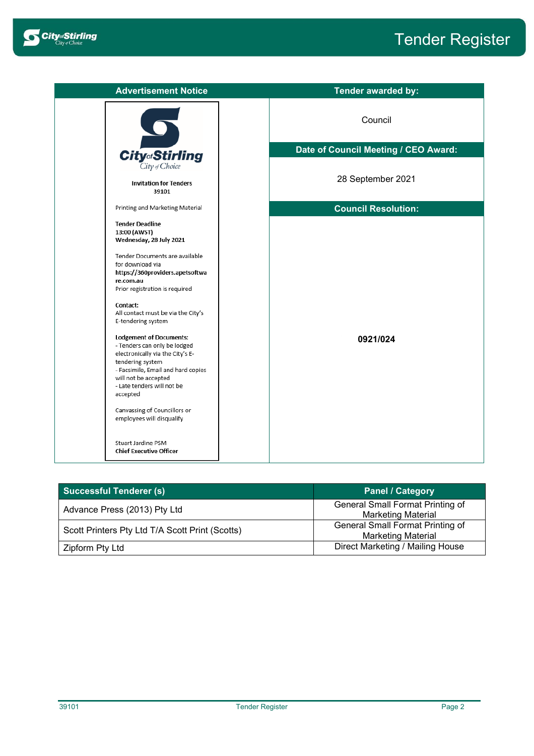# Tender Register

| Advertisement Notice | Tender awarded by: |
|---|---|
| City of Stirling<br>City of Choice<br><br>**Invitation for Tenders**<br>**39101**<br><br>Printing and Marketing Material<br><br>**Tender Deadline**<br>**13:00 (AWST)**<br>**Wednesday, 28 July 2021**<br><br>Tender Documents are available for download via **https://360providers.apetsoftware.com.au**<br>Prior registration is required<br><br>**Contact:**<br>All contact must be via the City's E-tendering system<br><br>**Lodgement of Documents:**<br>- Tenders can only be lodged electronically via the City's E-tendering system<br>- Facsimile, Email and hard copies will not be accepted<br>- Late tenders will not be accepted<br><br>Canvassing of Councillors or employees will disqualify<br><br>Stuart Jardine PSM<br>**Chief Executive Officer** | Council<br><br>**Date of Council Meeting / CEO Award:**<br><br>28 September 2021<br><br>**Council Resolution:**<br><br>**0921/024** |

| Successful Tenderer (s) | Panel / Category |
|---|---|
| Advance Press (2013) Pty Ltd | General Small Format Printing of Marketing Material |
| Scott Printers Pty Ltd T/A Scott Print (Scotts) | General Small Format Printing of Marketing Material |
| Zipform Pty Ltd | Direct Marketing / Mailing House |